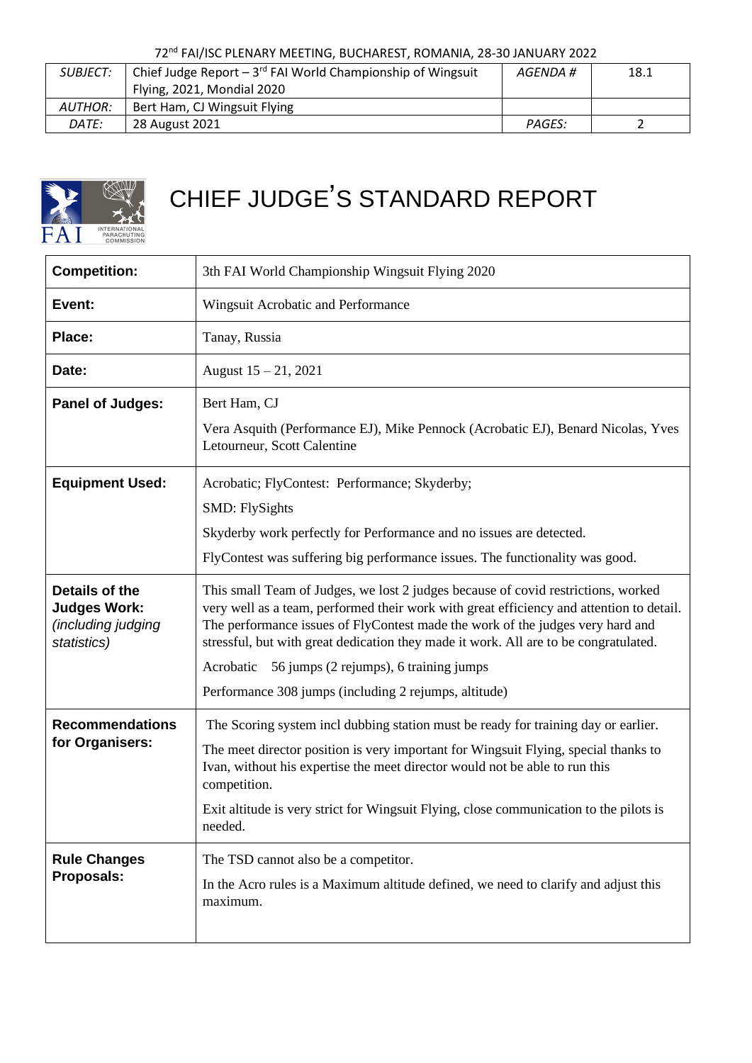72nd FAI/ISC PLENARY MEETING, BUCHAREST, ROMANIA, 28-30 JANUARY 2022

| SUBJECT: | Chief Judge Report – 3rd FAI World Championship of Wingsuit Flying, 2021, Mondial 2020 | AGENDA # | 18.1 |
|---|---|---|---|
| AUTHOR: | Bert Ham, CJ Wingsuit Flying | | |
| DATE: | 28 August 2021 | PAGES: | 2 |

# CHIEF JUDGE'S STANDARD REPORT

| | |
|---|---|
| **Competition:** | 3th FAI World Championship Wingsuit Flying 2020 |
| **Event:** | Wingsuit Acrobatic and Performance |
| **Place:** | Tanay, Russia |
| **Date:** | August 15 – 21, 2021 |
| **Panel of Judges:** | Bert Ham, CJ<br>Vera Asquith (Performance EJ), Mike Pennock (Acrobatic EJ), Benard Nicolas, Yves Letourneur, Scott Calentine |
| **Equipment Used:** | Acrobatic; FlyContest: Performance; Skyderby;<br>SMD: FlySights<br>Skyderby work perfectly for Performance and no issues are detected.<br>FlyContest was suffering big performance issues. The functionality was good. |
| **Details of the Judges Work:** *(including judging statistics)* | This small Team of Judges, we lost 2 judges because of covid restrictions, worked very well as a team, performed their work with great efficiency and attention to detail. The performance issues of FlyContest made the work of the judges very hard and stressful, but with great dedication they made it work. All are to be congratulated.<br>Acrobatic 56 jumps (2 rejumps), 6 training jumps<br>Performance 308 jumps (including 2 rejumps, altitude) |
| **Recommendations for Organisers:** | The Scoring system incl dubbing station must be ready for training day or earlier.<br>The meet director position is very important for Wingsuit Flying, special thanks to Ivan, without his expertise the meet director would not be able to run this competition.<br>Exit altitude is very strict for Wingsuit Flying, close communication to the pilots is needed. |
| **Rule Changes Proposals:** | The TSD cannot also be a competitor.<br>In the Acro rules is a Maximum altitude defined, we need to clarify and adjust this maximum. |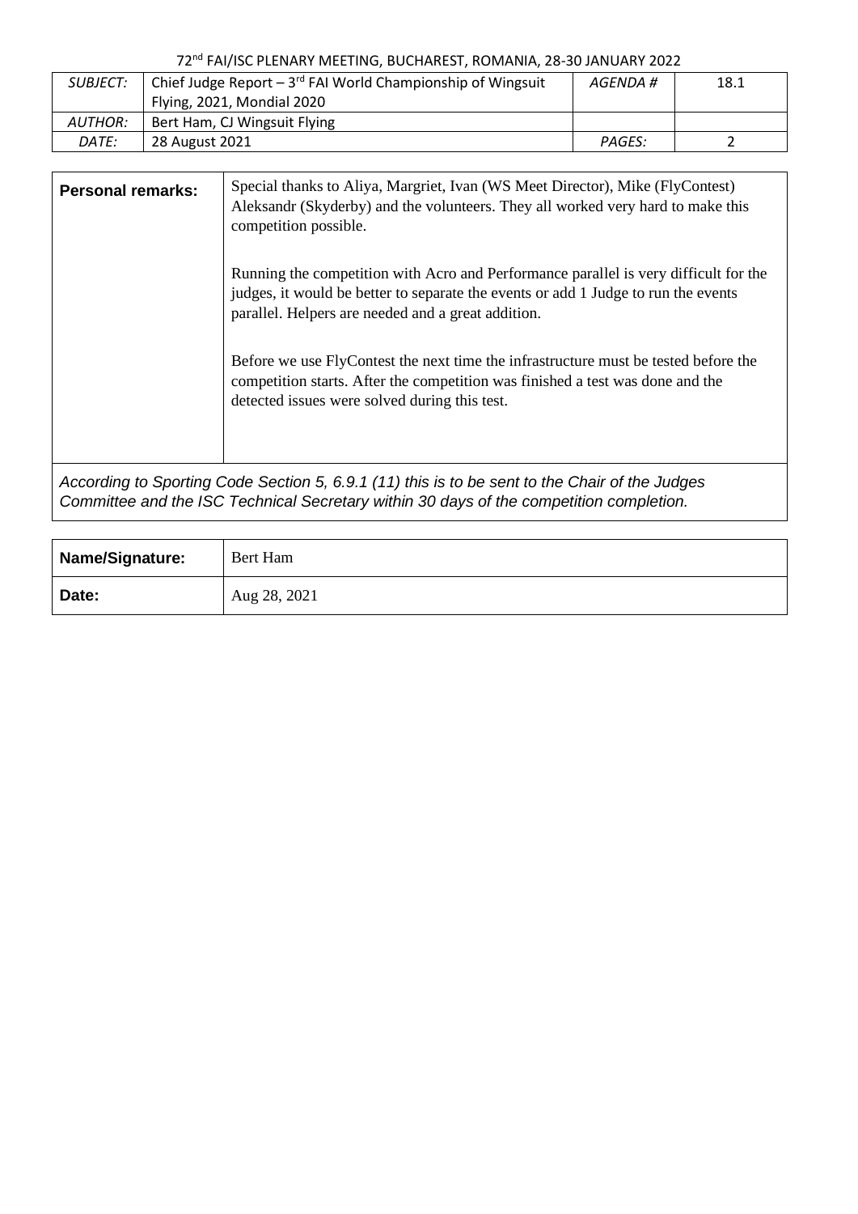72[nd] FAI/ISC PLENARY MEETING, BUCHAREST, ROMANIA, 28-30 JANUARY 2022

| | | | |
|---|---|---|---|
| *SUBJECT:* | Chief Judge Report – 3[rd] FAI World Championship of Wingsuit Flying, 2021, Mondial 2020 | *AGENDA #* | 18.1 |
| *AUTHOR:* | Bert Ham, CJ Wingsuit Flying | | |
| *DATE:* | 28 August 2021 | *PAGES:* | 2 |

| | |
|---|---|
| **Personal remarks:** | Special thanks to Aliya, Margriet, Ivan (WS Meet Director), Mike (FlyContest) Aleksandr (Skyderby) and the volunteers. They all worked very hard to make this competition possible.<br><br>Running the competition with Acro and Performance parallel is very difficult for the judges, it would be better to separate the events or add 1 Judge to run the events parallel. Helpers are needed and a great addition.<br><br>Before we use FlyContest the next time the infrastructure must be tested before the competition starts. After the competition was finished a test was done and the detected issues were solved during this test. |

*According to Sporting Code Section 5, 6.9.1 (11) this is to be sent to the Chair of the Judges Committee and the ISC Technical Secretary within 30 days of the competition completion.*

| | |
|---|---|
| **Name/Signature:** | Bert Ham |
| **Date:** | Aug 28, 2021 |